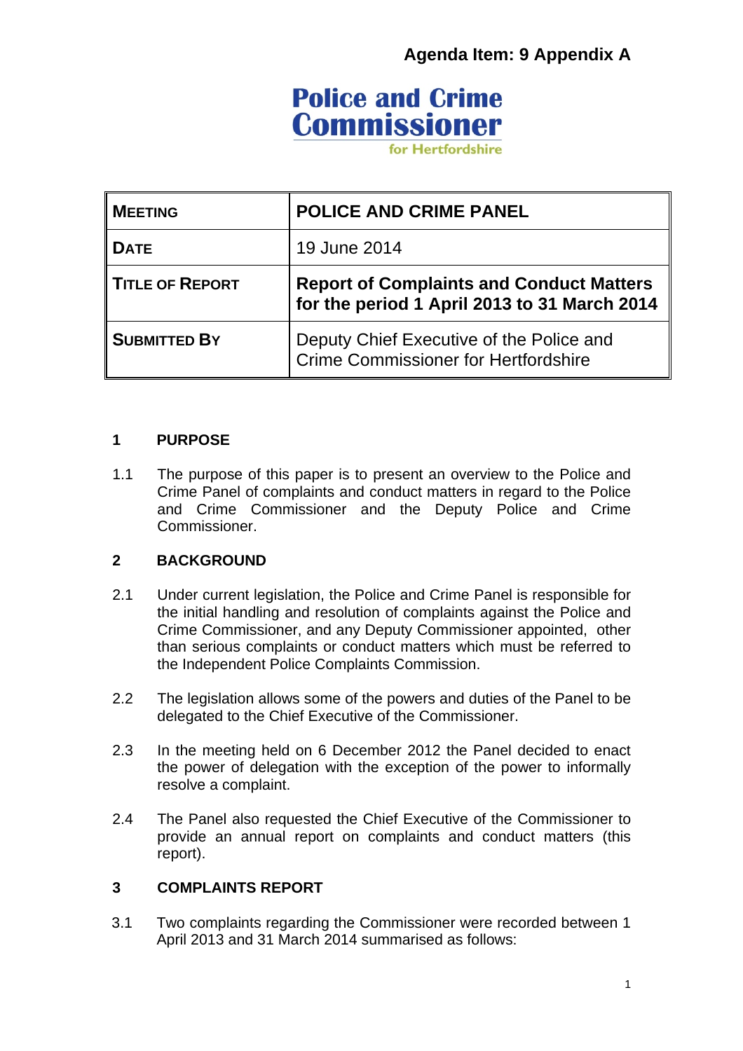**Agenda Item: 9 Appendix A**

**Police and Crime Commissioner**
for Hertfordshire

| **MEETING** | **POLICE AND CRIME PANEL** |
|---|---|
| **DATE** | 19 June 2014 |
| **TITLE OF REPORT** | **Report of Complaints and Conduct Matters for the period 1 April 2013 to 31 March 2014** |
| **SUBMITTED BY** | Deputy Chief Executive of the Police and Crime Commissioner for Hertfordshire |

## 1 PURPOSE

1.1 The purpose of this paper is to present an overview to the Police and Crime Panel of complaints and conduct matters in regard to the Police and Crime Commissioner and the Deputy Police and Crime Commissioner.

## 2 BACKGROUND

2.1 Under current legislation, the Police and Crime Panel is responsible for the initial handling and resolution of complaints against the Police and Crime Commissioner, and any Deputy Commissioner appointed, other than serious complaints or conduct matters which must be referred to the Independent Police Complaints Commission.

2.2 The legislation allows some of the powers and duties of the Panel to be delegated to the Chief Executive of the Commissioner.

2.3 In the meeting held on 6 December 2012 the Panel decided to enact the power of delegation with the exception of the power to informally resolve a complaint.

2.4 The Panel also requested the Chief Executive of the Commissioner to provide an annual report on complaints and conduct matters (this report).

## 3 COMPLAINTS REPORT

3.1 Two complaints regarding the Commissioner were recorded between 1 April 2013 and 31 March 2014 summarised as follows: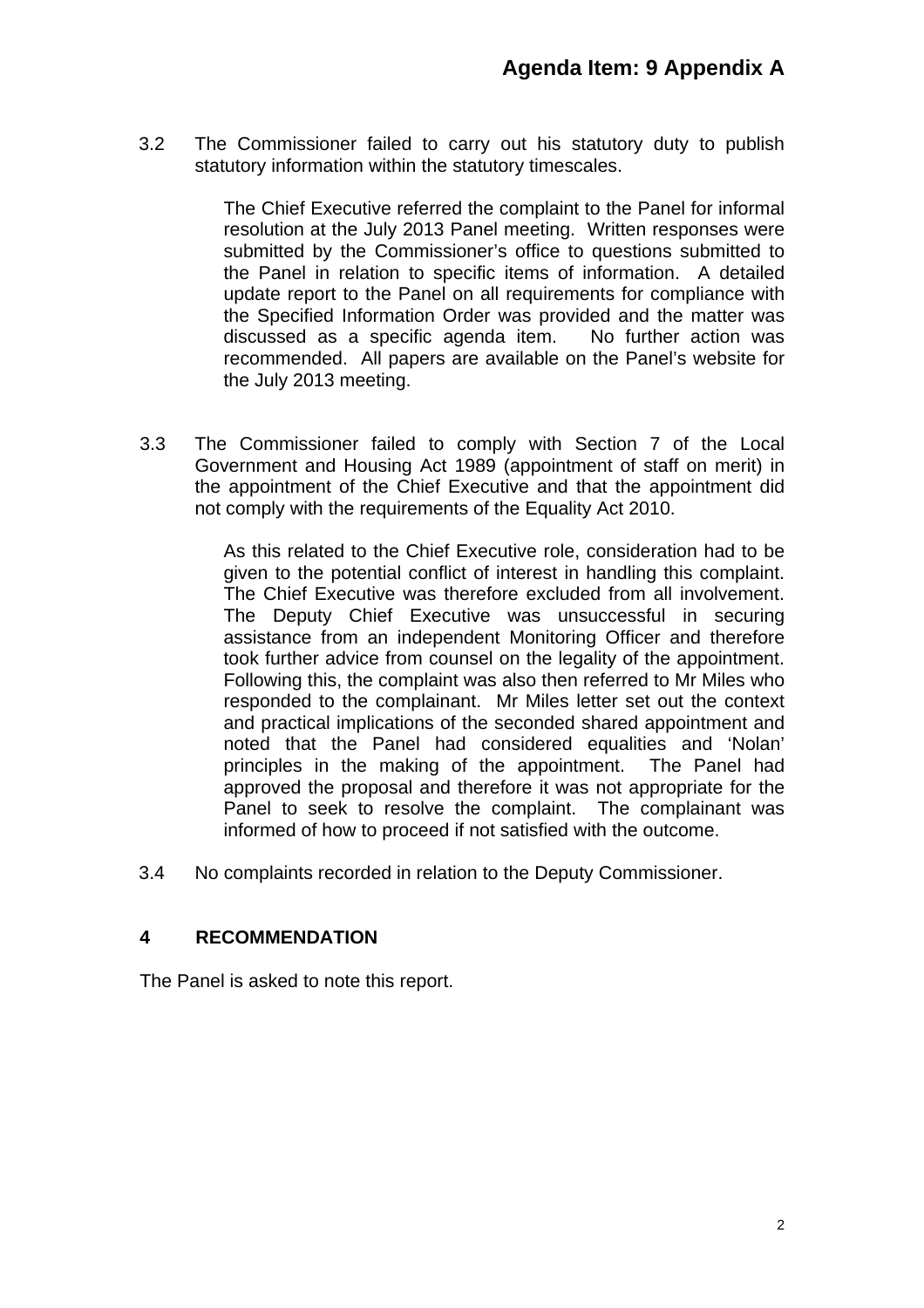3.2 The Commissioner failed to carry out his statutory duty to publish statutory information within the statutory timescales.

The Chief Executive referred the complaint to the Panel for informal resolution at the July 2013 Panel meeting. Written responses were submitted by the Commissioner's office to questions submitted to the Panel in relation to specific items of information. A detailed update report to the Panel on all requirements for compliance with the Specified Information Order was provided and the matter was discussed as a specific agenda item. No further action was recommended. All papers are available on the Panel's website for the July 2013 meeting.

3.3 The Commissioner failed to comply with Section 7 of the Local Government and Housing Act 1989 (appointment of staff on merit) in the appointment of the Chief Executive and that the appointment did not comply with the requirements of the Equality Act 2010.

As this related to the Chief Executive role, consideration had to be given to the potential conflict of interest in handling this complaint. The Chief Executive was therefore excluded from all involvement. The Deputy Chief Executive was unsuccessful in securing assistance from an independent Monitoring Officer and therefore took further advice from counsel on the legality of the appointment. Following this, the complaint was also then referred to Mr Miles who responded to the complainant. Mr Miles letter set out the context and practical implications of the seconded shared appointment and noted that the Panel had considered equalities and 'Nolan' principles in the making of the appointment. The Panel had approved the proposal and therefore it was not appropriate for the Panel to seek to resolve the complaint. The complainant was informed of how to proceed if not satisfied with the outcome.

3.4 No complaints recorded in relation to the Deputy Commissioner.

## 4 RECOMMENDATION

The Panel is asked to note this report.